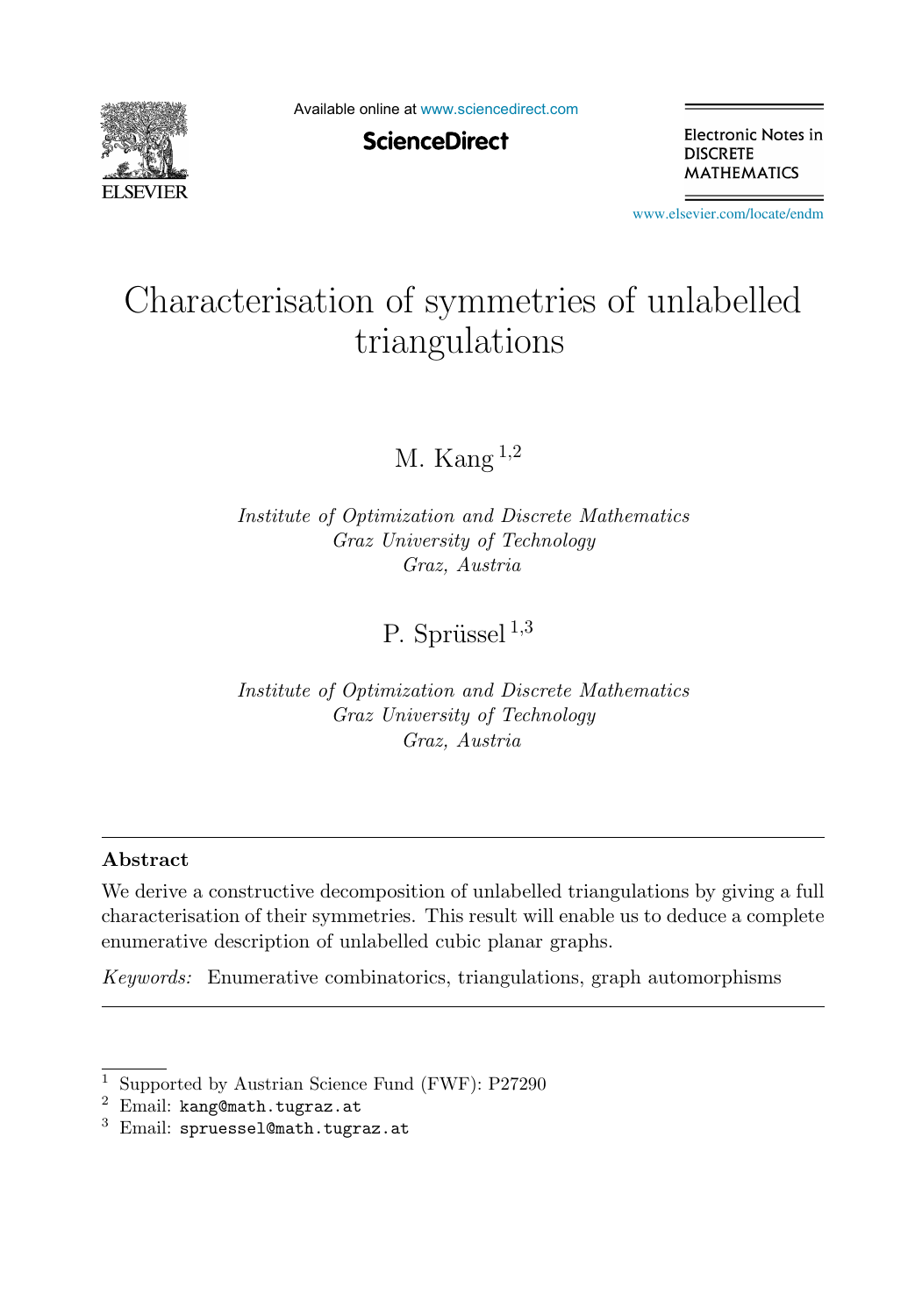# Characterisation of symmetries of unlabelled triangulations

M. Kang [1,2]

*Institute of Optimization and Discrete Mathematics*
*Graz University of Technology*
*Graz, Austria*

P. Sprüssel [1,3]

*Institute of Optimization and Discrete Mathematics*
*Graz University of Technology*
*Graz, Austria*

---

## Abstract

We derive a constructive decomposition of unlabelled triangulations by giving a full characterisation of their symmetries. This result will enable us to deduce a complete enumerative description of unlabelled cubic planar graphs.

*Keywords:* Enumerative combinatorics, triangulations, graph automorphisms

---

[1] Supported by Austrian Science Fund (FWF): P27290

[2] Email: kang@math.tugraz.at

[3] Email: spruessel@math.tugraz.at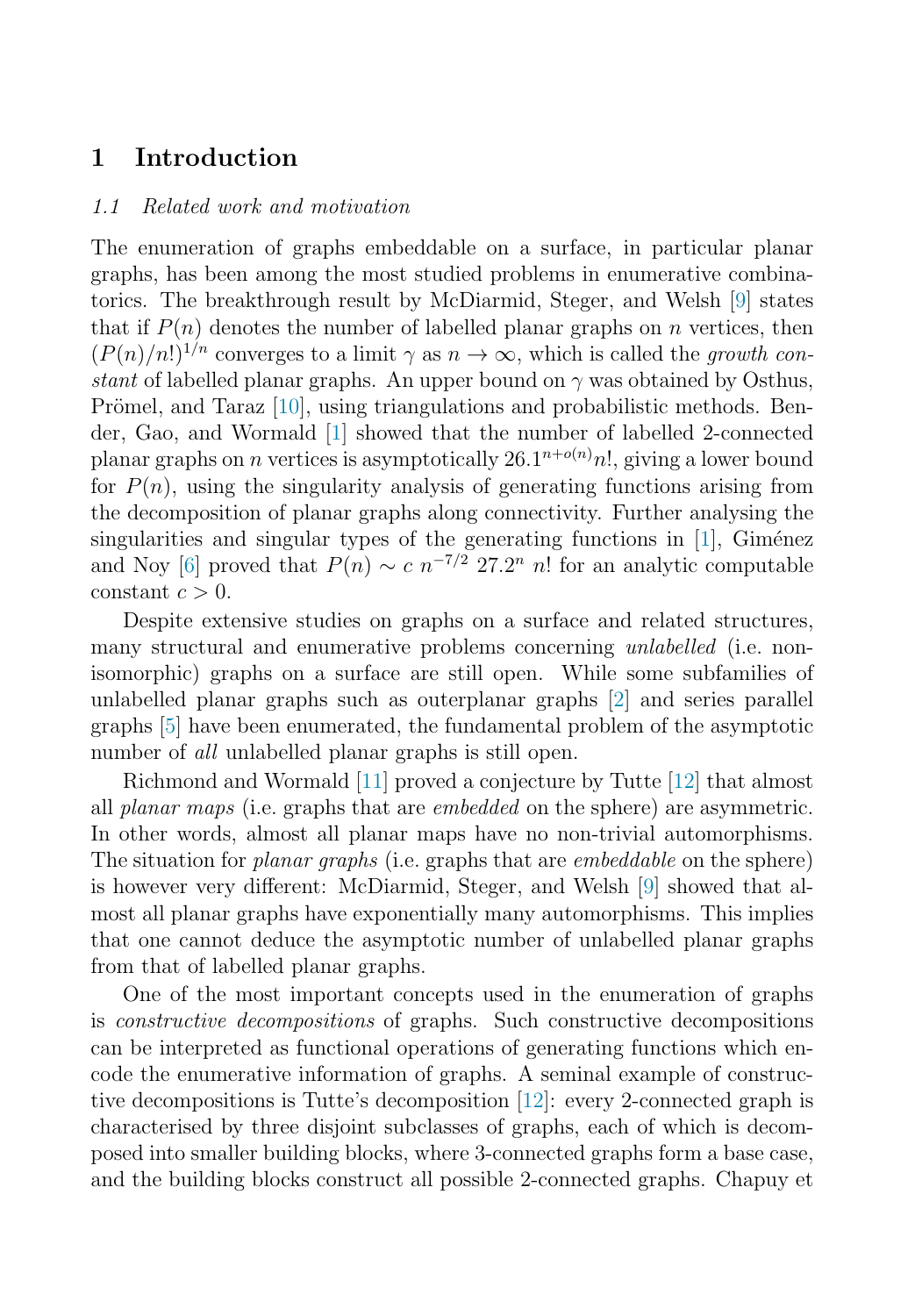# 1 Introduction

### 1.1 Related work and motivation

The enumeration of graphs embeddable on a surface, in particular planar graphs, has been among the most studied problems in enumerative combinatorics. The breakthrough result by McDiarmid, Steger, and Welsh [9] states that if $P(n)$ denotes the number of labelled planar graphs on $n$ vertices, then $(P(n)/n!)^{1/n}$ converges to a limit $\gamma$ as $n \to \infty$, which is called the *growth constant* of labelled planar graphs. An upper bound on $\gamma$ was obtained by Osthus, Prömel, and Taraz [10], using triangulations and probabilistic methods. Bender, Gao, and Wormald [1] showed that the number of labelled 2-connected planar graphs on $n$ vertices is asymptotically $26.1^{n+o(n)}n!$, giving a lower bound for $P(n)$, using the singularity analysis of generating functions arising from the decomposition of planar graphs along connectivity. Further analysing the singularities and singular types of the generating functions in [1], Giménez and Noy [6] proved that $P(n) \sim c\ n^{-7/2}\ 27.2^n\ n!$ for an analytic computable constant $c > 0$.

Despite extensive studies on graphs on a surface and related structures, many structural and enumerative problems concerning *unlabelled* (i.e. non-isomorphic) graphs on a surface are still open. While some subfamilies of unlabelled planar graphs such as outerplanar graphs [2] and series parallel graphs [5] have been enumerated, the fundamental problem of the asymptotic number of *all* unlabelled planar graphs is still open.

Richmond and Wormald [11] proved a conjecture by Tutte [12] that almost all *planar maps* (i.e. graphs that are *embedded* on the sphere) are asymmetric. In other words, almost all planar maps have no non-trivial automorphisms. The situation for *planar graphs* (i.e. graphs that are *embeddable* on the sphere) is however very different: McDiarmid, Steger, and Welsh [9] showed that almost all planar graphs have exponentially many automorphisms. This implies that one cannot deduce the asymptotic number of unlabelled planar graphs from that of labelled planar graphs.

One of the most important concepts used in the enumeration of graphs is *constructive decompositions* of graphs. Such constructive decompositions can be interpreted as functional operations of generating functions which encode the enumerative information of graphs. A seminal example of constructive decompositions is Tutte's decomposition [12]: every 2-connected graph is characterised by three disjoint subclasses of graphs, each of which is decomposed into smaller building blocks, where 3-connected graphs form a base case, and the building blocks construct all possible 2-connected graphs. Chapuy et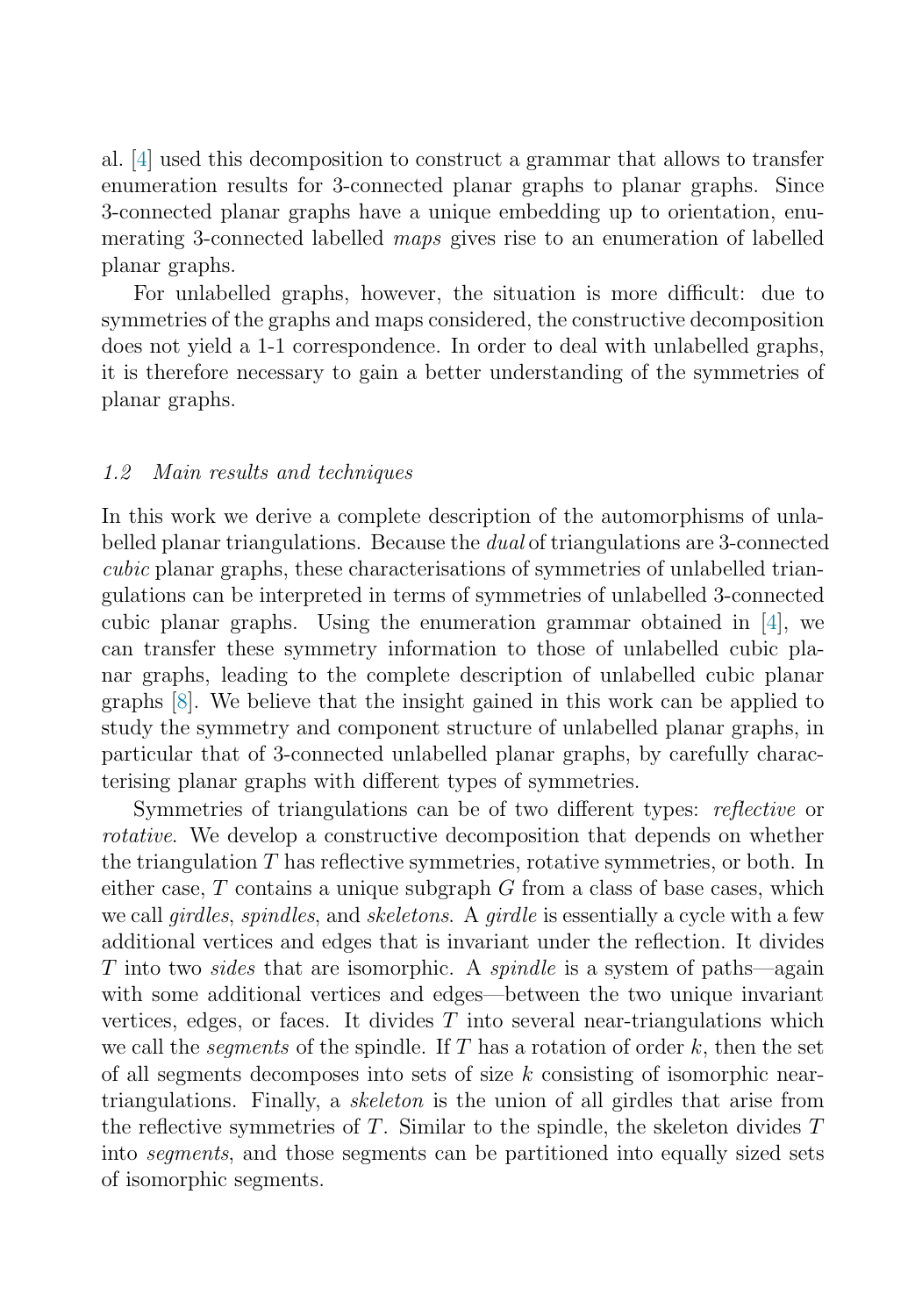al. [4] used this decomposition to construct a grammar that allows to transfer enumeration results for 3-connected planar graphs to planar graphs. Since 3-connected planar graphs have a unique embedding up to orientation, enumerating 3-connected labelled *maps* gives rise to an enumeration of labelled planar graphs.

For unlabelled graphs, however, the situation is more difficult: due to symmetries of the graphs and maps considered, the constructive decomposition does not yield a 1-1 correspondence. In order to deal with unlabelled graphs, it is therefore necessary to gain a better understanding of the symmetries of planar graphs.

### *1.2 Main results and techniques*

In this work we derive a complete description of the automorphisms of unlabelled planar triangulations. Because the *dual* of triangulations are 3-connected *cubic* planar graphs, these characterisations of symmetries of unlabelled triangulations can be interpreted in terms of symmetries of unlabelled 3-connected cubic planar graphs. Using the enumeration grammar obtained in [4], we can transfer these symmetry information to those of unlabelled cubic planar graphs, leading to the complete description of unlabelled cubic planar graphs [8]. We believe that the insight gained in this work can be applied to study the symmetry and component structure of unlabelled planar graphs, in particular that of 3-connected unlabelled planar graphs, by carefully characterising planar graphs with different types of symmetries.

Symmetries of triangulations can be of two different types: *reflective* or *rotative*. We develop a constructive decomposition that depends on whether the triangulation $T$ has reflective symmetries, rotative symmetries, or both. In either case, $T$ contains a unique subgraph $G$ from a class of base cases, which we call *girdles*, *spindles*, and *skeletons*. A *girdle* is essentially a cycle with a few additional vertices and edges that is invariant under the reflection. It divides $T$ into two *sides* that are isomorphic. A *spindle* is a system of paths—again with some additional vertices and edges—between the two unique invariant vertices, edges, or faces. It divides $T$ into several near-triangulations which we call the *segments* of the spindle. If $T$ has a rotation of order $k$, then the set of all segments decomposes into sets of size $k$ consisting of isomorphic near-triangulations. Finally, a *skeleton* is the union of all girdles that arise from the reflective symmetries of $T$. Similar to the spindle, the skeleton divides $T$ into *segments*, and those segments can be partitioned into equally sized sets of isomorphic segments.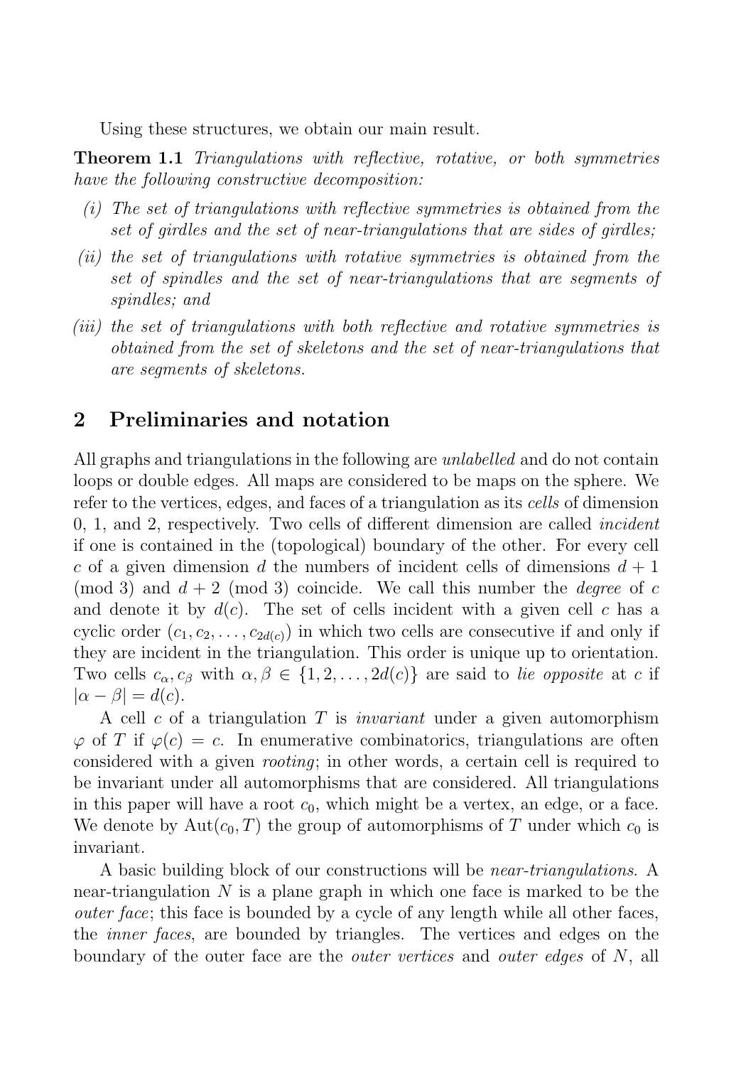Using these structures, we obtain our main result.

**Theorem 1.1** *Triangulations with reflective, rotative, or both symmetries have the following constructive decomposition:*

*(i) The set of triangulations with reflective symmetries is obtained from the set of girdles and the set of near-triangulations that are sides of girdles;*

*(ii) the set of triangulations with rotative symmetries is obtained from the set of spindles and the set of near-triangulations that are segments of spindles; and*

*(iii) the set of triangulations with both reflective and rotative symmetries is obtained from the set of skeletons and the set of near-triangulations that are segments of skeletons.*

## 2 Preliminaries and notation

All graphs and triangulations in the following are *unlabelled* and do not contain loops or double edges. All maps are considered to be maps on the sphere. We refer to the vertices, edges, and faces of a triangulation as its *cells* of dimension 0, 1, and 2, respectively. Two cells of different dimension are called *incident* if one is contained in the (topological) boundary of the other. For every cell $c$ of a given dimension $d$ the numbers of incident cells of dimensions $d+1$ (mod 3) and $d+2$ (mod 3) coincide. We call this number the *degree* of $c$ and denote it by $d(c)$. The set of cells incident with a given cell $c$ has a cyclic order $(c_1, c_2, \ldots, c_{2d(c)})$ in which two cells are consecutive if and only if they are incident in the triangulation. This order is unique up to orientation. Two cells $c_\alpha, c_\beta$ with $\alpha, \beta \in \{1, 2, \ldots, 2d(c)\}$ are said to *lie opposite* at $c$ if $|\alpha - \beta| = d(c)$.

A cell $c$ of a triangulation $T$ is *invariant* under a given automorphism $\varphi$ of $T$ if $\varphi(c) = c$. In enumerative combinatorics, triangulations are often considered with a given *rooting*; in other words, a certain cell is required to be invariant under all automorphisms that are considered. All triangulations in this paper will have a root $c_0$, which might be a vertex, an edge, or a face. We denote by $\mathrm{Aut}(c_0, T)$ the group of automorphisms of $T$ under which $c_0$ is invariant.

A basic building block of our constructions will be *near-triangulations*. A near-triangulation $N$ is a plane graph in which one face is marked to be the *outer face*; this face is bounded by a cycle of any length while all other faces, the *inner faces*, are bounded by triangles. The vertices and edges on the boundary of the outer face are the *outer vertices* and *outer edges* of $N$, all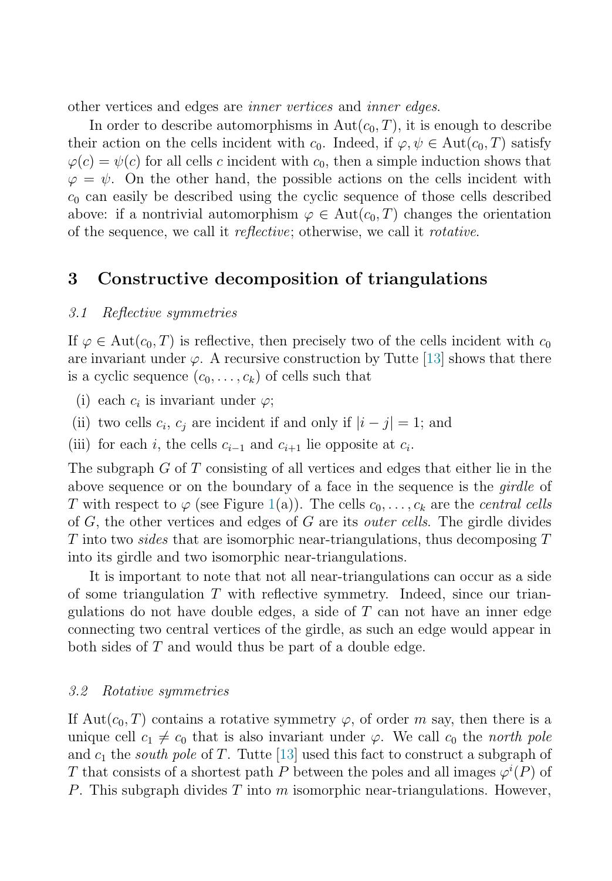other vertices and edges are *inner vertices* and *inner edges*.

In order to describe automorphisms in $\mathrm{Aut}(c_0, T)$, it is enough to describe their action on the cells incident with $c_0$. Indeed, if $\varphi, \psi \in \mathrm{Aut}(c_0, T)$ satisfy $\varphi(c) = \psi(c)$ for all cells $c$ incident with $c_0$, then a simple induction shows that $\varphi = \psi$. On the other hand, the possible actions on the cells incident with $c_0$ can easily be described using the cyclic sequence of those cells described above: if a nontrivial automorphism $\varphi \in \mathrm{Aut}(c_0, T)$ changes the orientation of the sequence, we call it *reflective*; otherwise, we call it *rotative*.

## 3 Constructive decomposition of triangulations

### 3.1 Reflective symmetries

If $\varphi \in \mathrm{Aut}(c_0, T)$ is reflective, then precisely two of the cells incident with $c_0$ are invariant under $\varphi$. A recursive construction by Tutte [13] shows that there is a cyclic sequence $(c_0, \ldots, c_k)$ of cells such that

(i) each $c_i$ is invariant under $\varphi$;

(ii) two cells $c_i$, $c_j$ are incident if and only if $|i - j| = 1$; and

(iii) for each $i$, the cells $c_{i-1}$ and $c_{i+1}$ lie opposite at $c_i$.

The subgraph $G$ of $T$ consisting of all vertices and edges that either lie in the above sequence or on the boundary of a face in the sequence is the *girdle* of $T$ with respect to $\varphi$ (see Figure 1(a)). The cells $c_0, \ldots, c_k$ are the *central cells* of $G$, the other vertices and edges of $G$ are its *outer cells*. The girdle divides $T$ into two *sides* that are isomorphic near-triangulations, thus decomposing $T$ into its girdle and two isomorphic near-triangulations.

It is important to note that not all near-triangulations can occur as a side of some triangulation $T$ with reflective symmetry. Indeed, since our triangulations do not have double edges, a side of $T$ can not have an inner edge connecting two central vertices of the girdle, as such an edge would appear in both sides of $T$ and would thus be part of a double edge.

### 3.2 Rotative symmetries

If $\mathrm{Aut}(c_0, T)$ contains a rotative symmetry $\varphi$, of order $m$ say, then there is a unique cell $c_1 \neq c_0$ that is also invariant under $\varphi$. We call $c_0$ the *north pole* and $c_1$ the *south pole* of $T$. Tutte [13] used this fact to construct a subgraph of $T$ that consists of a shortest path $P$ between the poles and all images $\varphi^i(P)$ of $P$. This subgraph divides $T$ into $m$ isomorphic near-triangulations. However,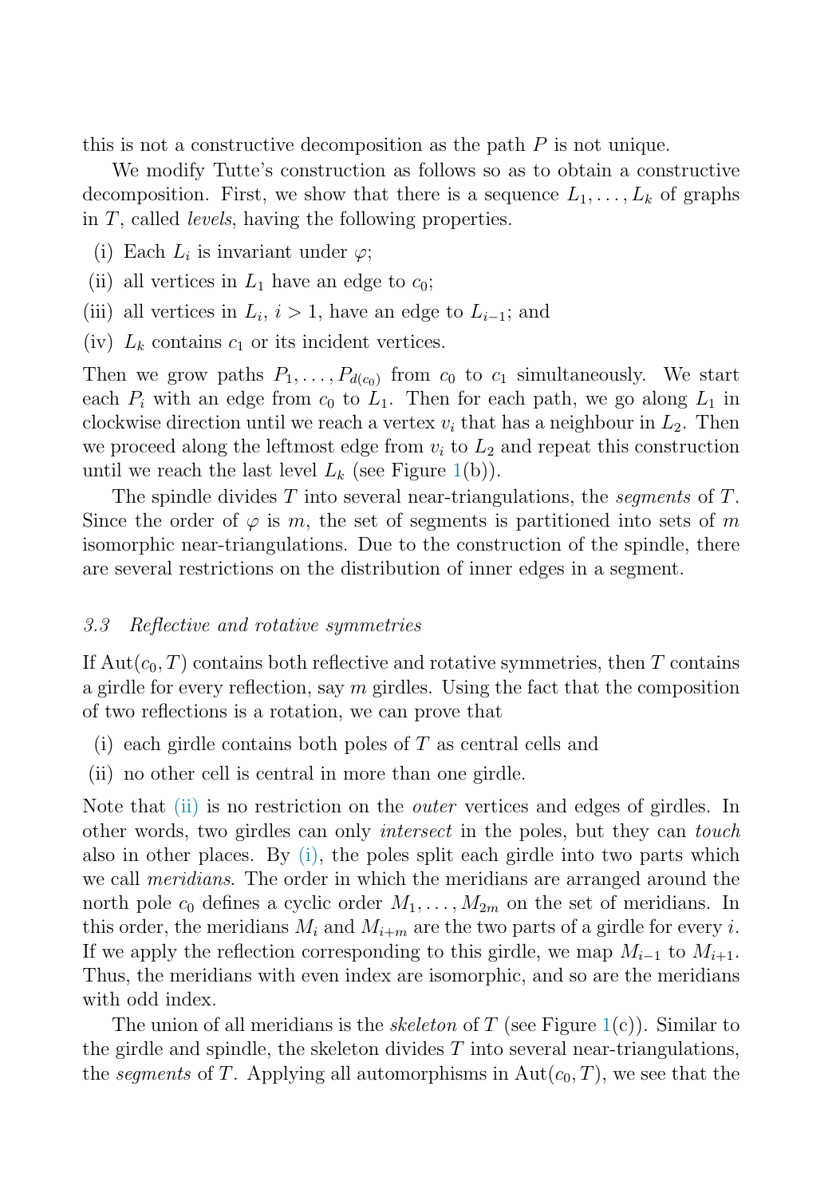this is not a constructive decomposition as the path $P$ is not unique.

We modify Tutte's construction as follows so as to obtain a constructive decomposition. First, we show that there is a sequence $L_1, \ldots, L_k$ of graphs in $T$, called *levels*, having the following properties.

(i) Each $L_i$ is invariant under $\varphi$;

(ii) all vertices in $L_1$ have an edge to $c_0$;

(iii) all vertices in $L_i$, $i > 1$, have an edge to $L_{i-1}$; and

(iv) $L_k$ contains $c_1$ or its incident vertices.

Then we grow paths $P_1, \ldots, P_{d(c_0)}$ from $c_0$ to $c_1$ simultaneously. We start each $P_i$ with an edge from $c_0$ to $L_1$. Then for each path, we go along $L_1$ in clockwise direction until we reach a vertex $v_i$ that has a neighbour in $L_2$. Then we proceed along the leftmost edge from $v_i$ to $L_2$ and repeat this construction until we reach the last level $L_k$ (see Figure 1(b)).

The spindle divides $T$ into several near-triangulations, the *segments* of $T$. Since the order of $\varphi$ is $m$, the set of segments is partitioned into sets of $m$ isomorphic near-triangulations. Due to the construction of the spindle, there are several restrictions on the distribution of inner edges in a segment.

### *3.3 Reflective and rotative symmetries*

If $\mathrm{Aut}(c_0, T)$ contains both reflective and rotative symmetries, then $T$ contains a girdle for every reflection, say $m$ girdles. Using the fact that the composition of two reflections is a rotation, we can prove that

(i) each girdle contains both poles of $T$ as central cells and

(ii) no other cell is central in more than one girdle.

Note that (ii) is no restriction on the *outer* vertices and edges of girdles. In other words, two girdles can only *intersect* in the poles, but they can *touch* also in other places. By (i), the poles split each girdle into two parts which we call *meridians*. The order in which the meridians are arranged around the north pole $c_0$ defines a cyclic order $M_1, \ldots, M_{2m}$ on the set of meridians. In this order, the meridians $M_i$ and $M_{i+m}$ are the two parts of a girdle for every $i$. If we apply the reflection corresponding to this girdle, we map $M_{i-1}$ to $M_{i+1}$. Thus, the meridians with even index are isomorphic, and so are the meridians with odd index.

The union of all meridians is the *skeleton* of $T$ (see Figure 1(c)). Similar to the girdle and spindle, the skeleton divides $T$ into several near-triangulations, the *segments* of $T$. Applying all automorphisms in $\mathrm{Aut}(c_0, T)$, we see that the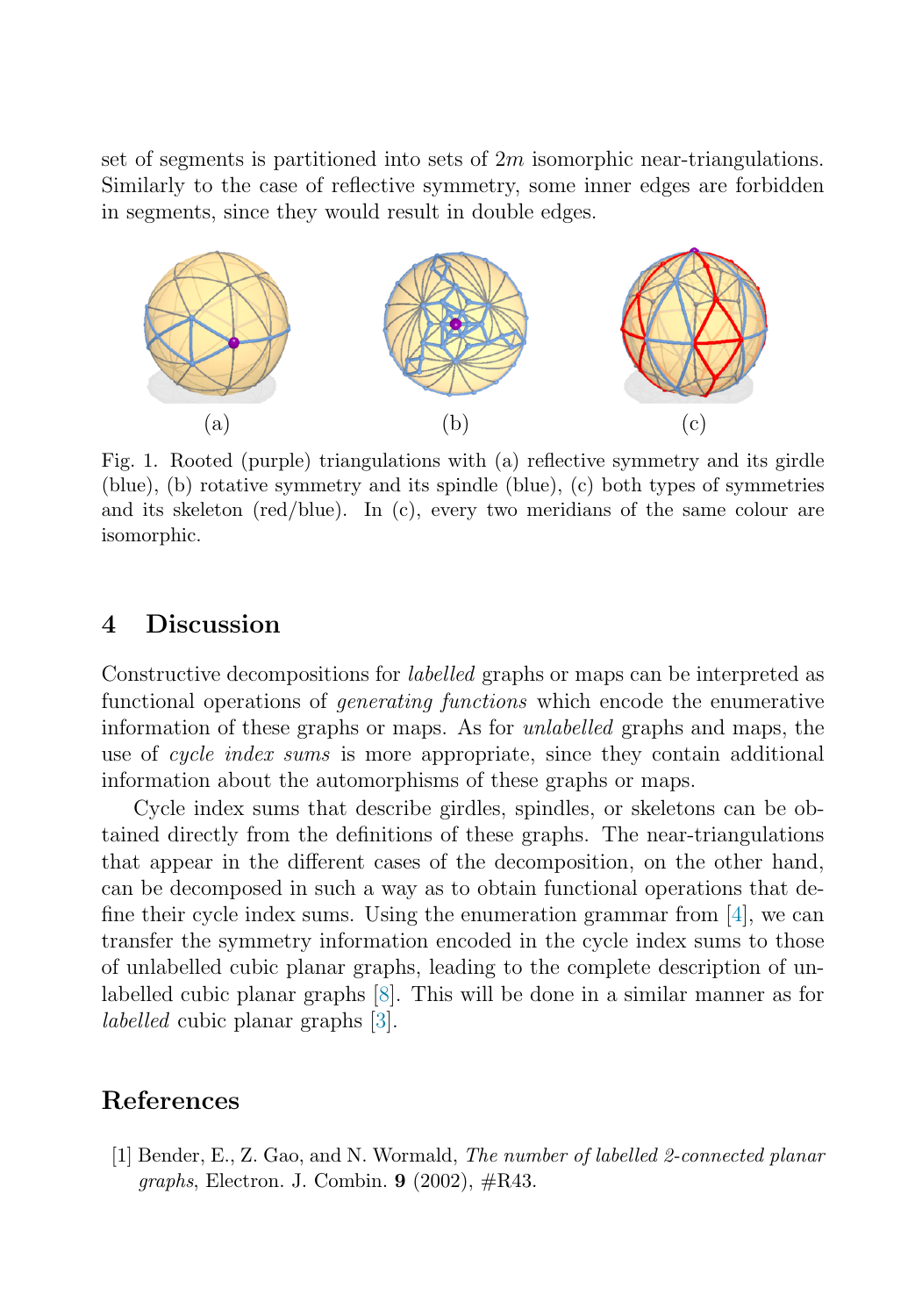set of segments is partitioned into sets of $2m$ isomorphic near-triangulations. Similarly to the case of reflective symmetry, some inner edges are forbidden in segments, since they would result in double edges.

(a) (b) (c)

Fig. 1. Rooted (purple) triangulations with (a) reflective symmetry and its girdle (blue), (b) rotative symmetry and its spindle (blue), (c) both types of symmetries and its skeleton (red/blue). In (c), every two meridians of the same colour are isomorphic.

## 4 Discussion

Constructive decompositions for *labelled* graphs or maps can be interpreted as functional operations of *generating functions* which encode the enumerative information of these graphs or maps. As for *unlabelled* graphs and maps, the use of *cycle index sums* is more appropriate, since they contain additional information about the automorphisms of these graphs or maps.

Cycle index sums that describe girdles, spindles, or skeletons can be obtained directly from the definitions of these graphs. The near-triangulations that appear in the different cases of the decomposition, on the other hand, can be decomposed in such a way as to obtain functional operations that define their cycle index sums. Using the enumeration grammar from [4], we can transfer the symmetry information encoded in the cycle index sums to those of unlabelled cubic planar graphs, leading to the complete description of unlabelled cubic planar graphs [8]. This will be done in a similar manner as for *labelled* cubic planar graphs [3].

## References

[1] Bender, E., Z. Gao, and N. Wormald, *The number of labelled 2-connected planar graphs*, Electron. J. Combin. **9** (2002), #R43.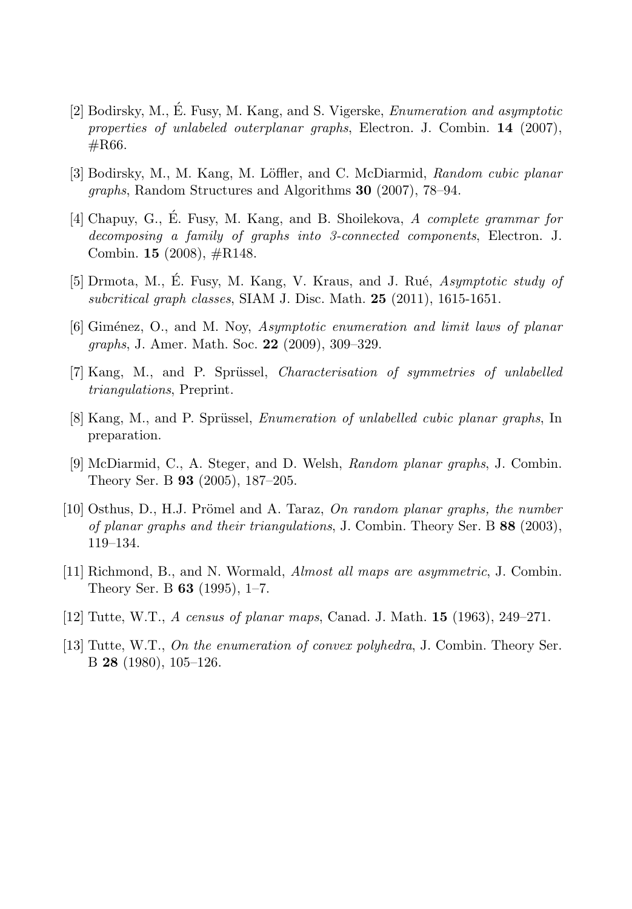[2] Bodirsky, M., É. Fusy, M. Kang, and S. Vigerske, *Enumeration and asymptotic properties of unlabeled outerplanar graphs*, Electron. J. Combin. **14** (2007), #R66.

[3] Bodirsky, M., M. Kang, M. Löffler, and C. McDiarmid, *Random cubic planar graphs*, Random Structures and Algorithms **30** (2007), 78–94.

[4] Chapuy, G., É. Fusy, M. Kang, and B. Shoilekova, *A complete grammar for decomposing a family of graphs into 3-connected components*, Electron. J. Combin. **15** (2008), #R148.

[5] Drmota, M., É. Fusy, M. Kang, V. Kraus, and J. Rué, *Asymptotic study of subcritical graph classes*, SIAM J. Disc. Math. **25** (2011), 1615-1651.

[6] Giménez, O., and M. Noy, *Asymptotic enumeration and limit laws of planar graphs*, J. Amer. Math. Soc. **22** (2009), 309–329.

[7] Kang, M., and P. Sprüssel, *Characterisation of symmetries of unlabelled triangulations*, Preprint.

[8] Kang, M., and P. Sprüssel, *Enumeration of unlabelled cubic planar graphs*, In preparation.

[9] McDiarmid, C., A. Steger, and D. Welsh, *Random planar graphs*, J. Combin. Theory Ser. B **93** (2005), 187–205.

[10] Osthus, D., H.J. Prömel and A. Taraz, *On random planar graphs, the number of planar graphs and their triangulations*, J. Combin. Theory Ser. B **88** (2003), 119–134.

[11] Richmond, B., and N. Wormald, *Almost all maps are asymmetric*, J. Combin. Theory Ser. B **63** (1995), 1–7.

[12] Tutte, W.T., *A census of planar maps*, Canad. J. Math. **15** (1963), 249–271.

[13] Tutte, W.T., *On the enumeration of convex polyhedra*, J. Combin. Theory Ser. B **28** (1980), 105–126.